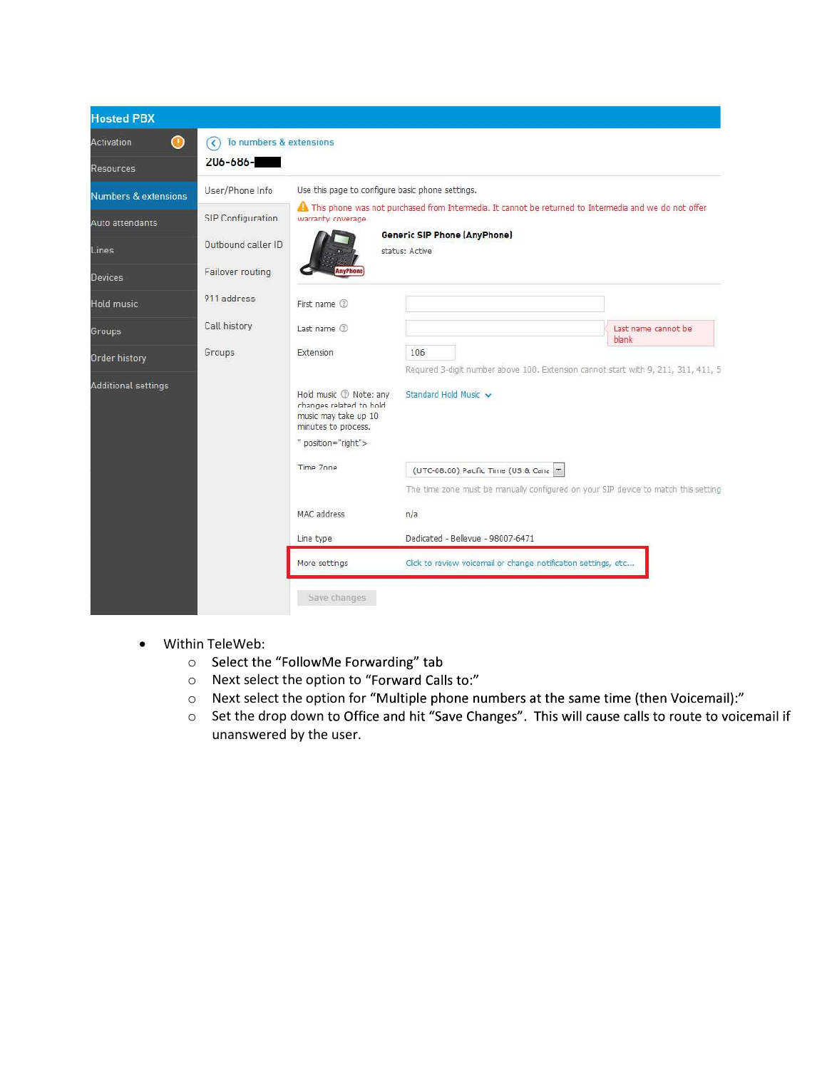- Within TeleWeb:
  - Select the "FollowMe Forwarding" tab
  - Next select the option to "Forward Calls to:"
  - Next select the option for "Multiple phone numbers at the same time (then Voicemail):"
  - Set the drop down to Office and hit "Save Changes". This will cause calls to route to voicemail if unanswered by the user.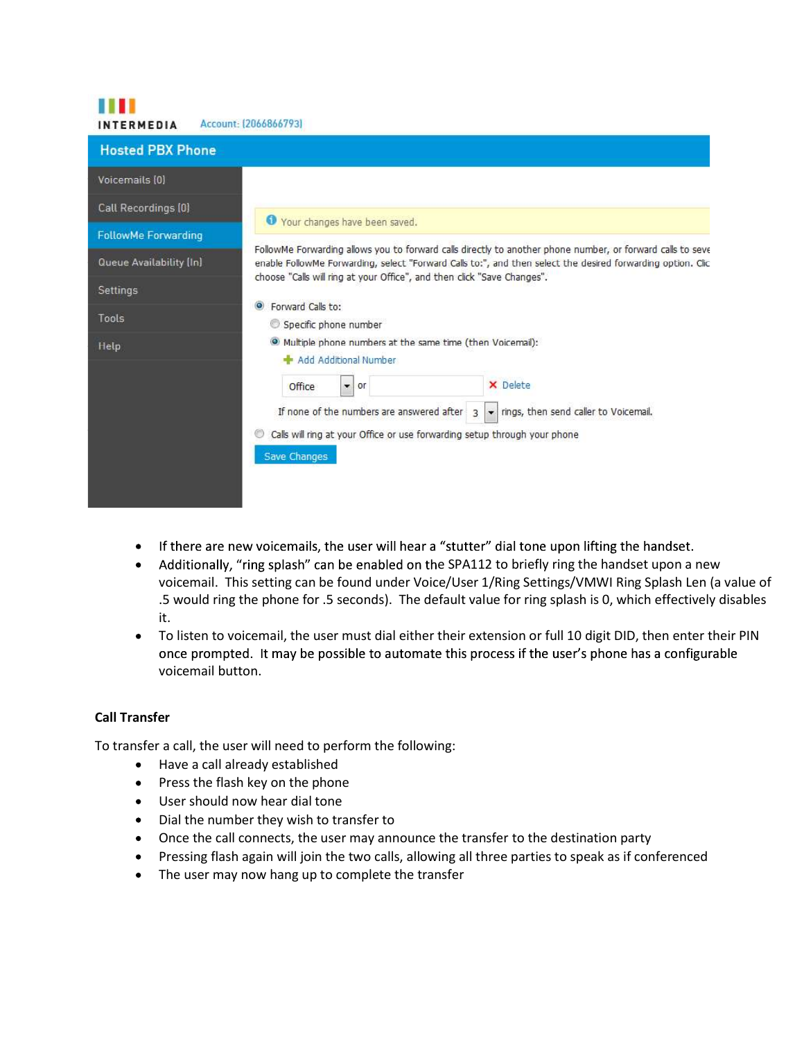INTERMEDIA Account: (2066866793)

**Hosted PBX Phone**

- Voicemails (0)
- Call Recordings (0)
- FollowMe Forwarding
- Queue Availability (In)
- Settings
- Tools
- Help

Your changes have been saved.

FollowMe Forwarding allows you to forward calls directly to another phone number, or forward calls to seve enable FollowMe Forwarding, select "Forward Calls to:", and then select the desired forwarding option. Clic choose "Calls will ring at your Office", and then click "Save Changes".

- (●) Forward Calls to:
  - ( ) Specific phone number
  - (●) Multiple phone numbers at the same time (then Voicemail):
    - Add Additional Number
    - Office or [ ] Delete
  - If none of the numbers are answered after 3 rings, then send caller to Voicemail.
- ( ) Calls will ring at your Office or use forwarding setup through your phone

Save Changes

- If there are new voicemails, the user will hear a "stutter" dial tone upon lifting the handset.
- Additionally, "ring splash" can be enabled on the SPA112 to briefly ring the handset upon a new voicemail. This setting can be found under Voice/User 1/Ring Settings/VMWI Ring Splash Len (a value of .5 would ring the phone for .5 seconds). The default value for ring splash is 0, which effectively disables it.
- To listen to voicemail, the user must dial either their extension or full 10 digit DID, then enter their PIN once prompted. It may be possible to automate this process if the user's phone has a configurable voicemail button.

**Call Transfer**

To transfer a call, the user will need to perform the following:

- Have a call already established
- Press the flash key on the phone
- User should now hear dial tone
- Dial the number they wish to transfer to
- Once the call connects, the user may announce the transfer to the destination party
- Pressing flash again will join the two calls, allowing all three parties to speak as if conferenced
- The user may now hang up to complete the transfer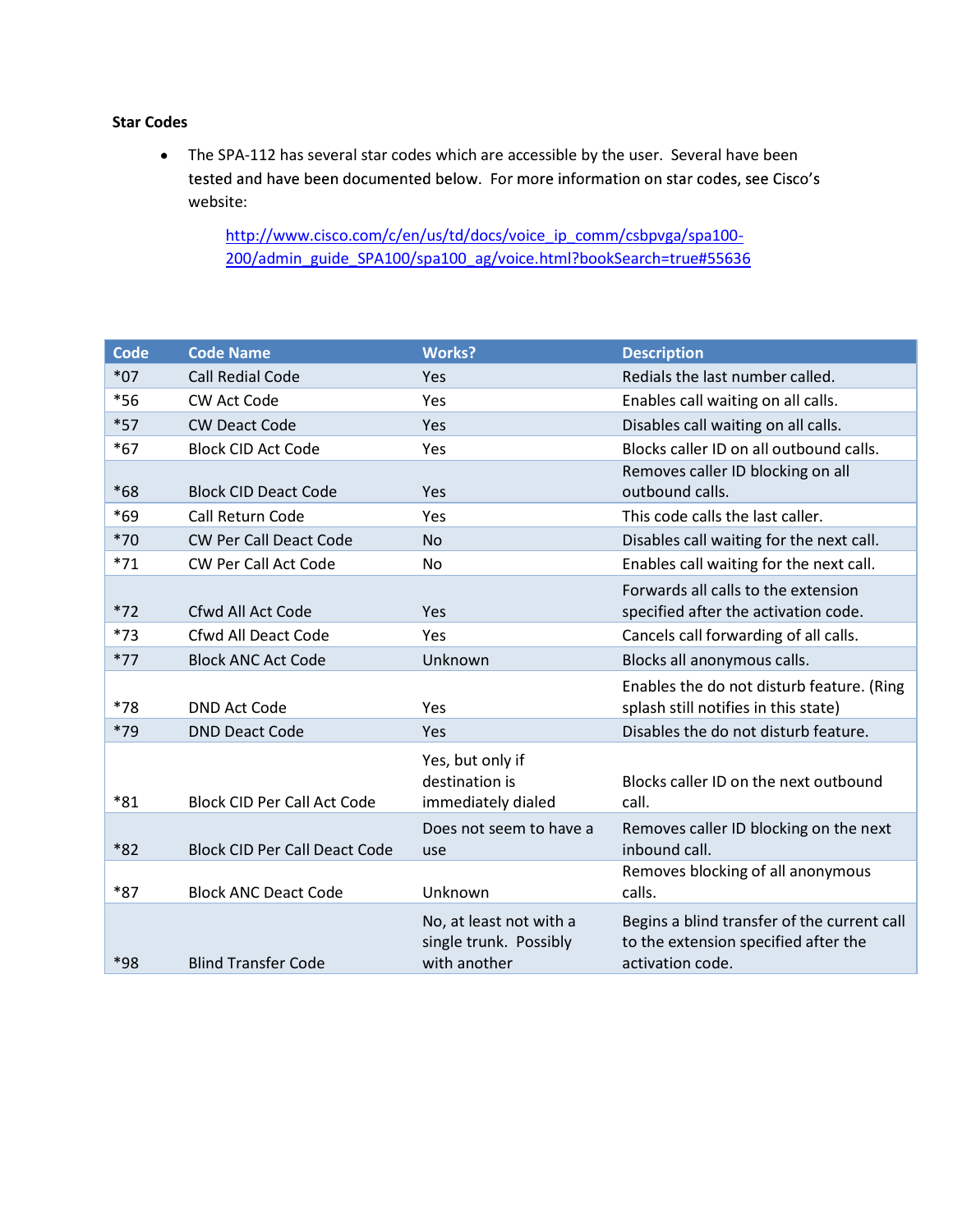**Star Codes**

- The SPA-112 has several star codes which are accessible by the user. Several have been tested and have been documented below. For more information on star codes, see Cisco's website:

  http://www.cisco.com/c/en/us/td/docs/voice_ip_comm/csbpvga/spa100-200/admin_guide_SPA100/spa100_ag/voice.html?bookSearch=true#55636

| Code | Code Name | Works? | Description |
|---|---|---|---|
| *07 | Call Redial Code | Yes | Redials the last number called. |
| *56 | CW Act Code | Yes | Enables call waiting on all calls. |
| *57 | CW Deact Code | Yes | Disables call waiting on all calls. |
| *67 | Block CID Act Code | Yes | Blocks caller ID on all outbound calls. |
| *68 | Block CID Deact Code | Yes | Removes caller ID blocking on all outbound calls. |
| *69 | Call Return Code | Yes | This code calls the last caller. |
| *70 | CW Per Call Deact Code | No | Disables call waiting for the next call. |
| *71 | CW Per Call Act Code | No | Enables call waiting for the next call. |
| *72 | Cfwd All Act Code | Yes | Forwards all calls to the extension specified after the activation code. |
| *73 | Cfwd All Deact Code | Yes | Cancels call forwarding of all calls. |
| *77 | Block ANC Act Code | Unknown | Blocks all anonymous calls. |
| *78 | DND Act Code | Yes | Enables the do not disturb feature. (Ring splash still notifies in this state) |
| *79 | DND Deact Code | Yes | Disables the do not disturb feature. |
| *81 | Block CID Per Call Act Code | Yes, but only if destination is immediately dialed | Blocks caller ID on the next outbound call. |
| *82 | Block CID Per Call Deact Code | Does not seem to have a use | Removes caller ID blocking on the next inbound call. |
| *87 | Block ANC Deact Code | Unknown | Removes blocking of all anonymous calls. |
| *98 | Blind Transfer Code | No, at least not with a single trunk. Possibly with another | Begins a blind transfer of the current call to the extension specified after the activation code. |